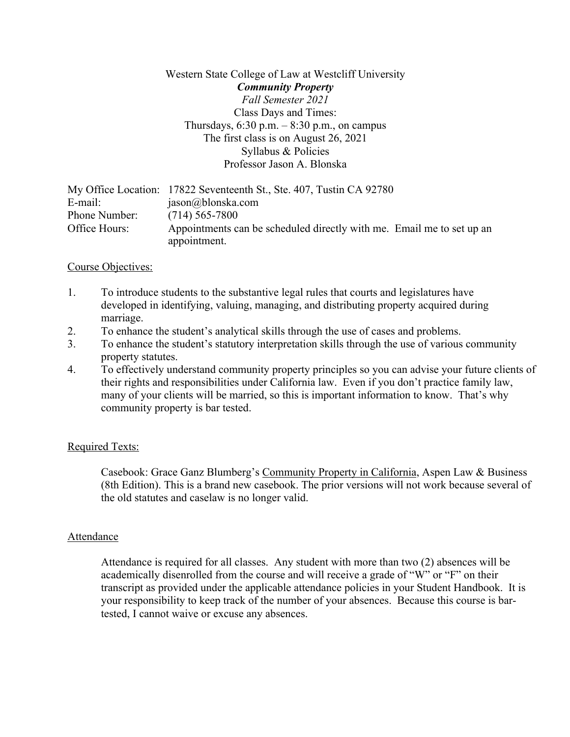Western State College of Law at Westcliff University

***Community Property***

*Fall Semester 2021*

Class Days and Times:

Thursdays, 6:30 p.m. – 8:30 p.m., on campus

The first class is on August 26, 2021

Syllabus & Policies

Professor Jason A. Blonska

| | |
|---|---|
| My Office Location: | 17822 Seventeenth St., Ste. 407, Tustin CA 92780 |
| E-mail: | jason@blonska.com |
| Phone Number: | (714) 565-7800 |
| Office Hours: | Appointments can be scheduled directly with me. Email me to set up an appointment. |

## Course Objectives:

1. To introduce students to the substantive legal rules that courts and legislatures have developed in identifying, valuing, managing, and distributing property acquired during marriage.
2. To enhance the student's analytical skills through the use of cases and problems.
3. To enhance the student's statutory interpretation skills through the use of various community property statutes.
4. To effectively understand community property principles so you can advise your future clients of their rights and responsibilities under California law. Even if you don't practice family law, many of your clients will be married, so this is important information to know. That's why community property is bar tested.

## Required Texts:

Casebook: Grace Ganz Blumberg's Community Property in California, Aspen Law & Business (8th Edition). This is a brand new casebook. The prior versions will not work because several of the old statutes and caselaw is no longer valid.

## Attendance

Attendance is required for all classes. Any student with more than two (2) absences will be academically disenrolled from the course and will receive a grade of "W" or "F" on their transcript as provided under the applicable attendance policies in your Student Handbook. It is your responsibility to keep track of the number of your absences. Because this course is bar-tested, I cannot waive or excuse any absences.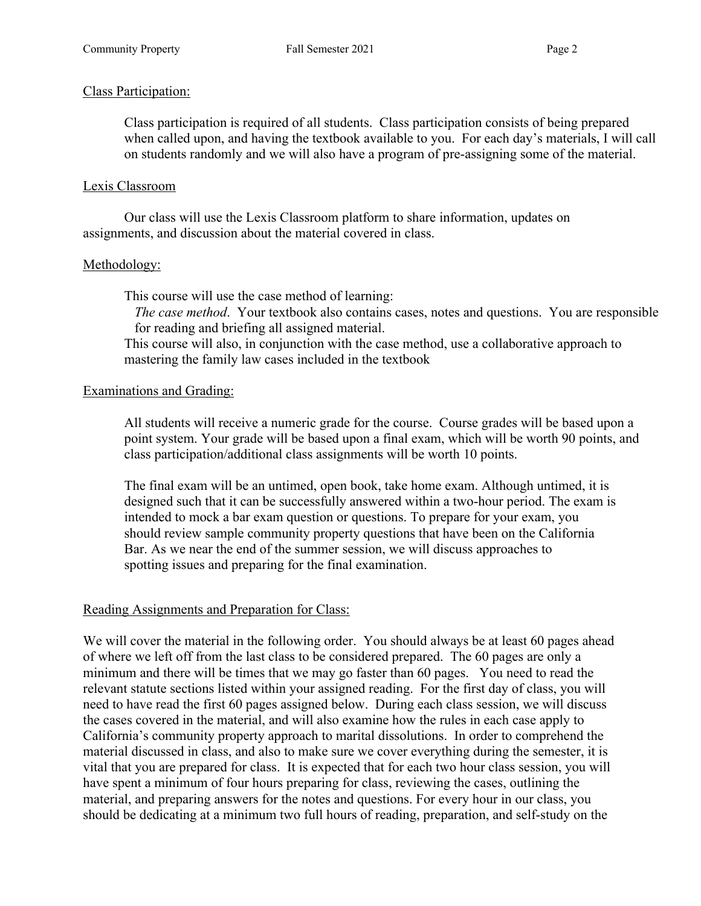<u>Class Participation:</u>

Class participation is required of all students. Class participation consists of being prepared when called upon, and having the textbook available to you. For each day's materials, I will call on students randomly and we will also have a program of pre-assigning some of the material.

<u>Lexis Classroom</u>

Our class will use the Lexis Classroom platform to share information, updates on assignments, and discussion about the material covered in class.

<u>Methodology:</u>

This course will use the case method of learning:

*The case method*. Your textbook also contains cases, notes and questions. You are responsible for reading and briefing all assigned material.

This course will also, in conjunction with the case method, use a collaborative approach to mastering the family law cases included in the textbook

<u>Examinations and Grading:</u>

All students will receive a numeric grade for the course. Course grades will be based upon a point system. Your grade will be based upon a final exam, which will be worth 90 points, and class participation/additional class assignments will be worth 10 points.

The final exam will be an untimed, open book, take home exam. Although untimed, it is designed such that it can be successfully answered within a two-hour period. The exam is intended to mock a bar exam question or questions. To prepare for your exam, you should review sample community property questions that have been on the California Bar. As we near the end of the summer session, we will discuss approaches to spotting issues and preparing for the final examination.

<u>Reading Assignments and Preparation for Class:</u>

We will cover the material in the following order. You should always be at least 60 pages ahead of where we left off from the last class to be considered prepared. The 60 pages are only a minimum and there will be times that we may go faster than 60 pages. You need to read the relevant statute sections listed within your assigned reading. For the first day of class, you will need to have read the first 60 pages assigned below. During each class session, we will discuss the cases covered in the material, and will also examine how the rules in each case apply to California's community property approach to marital dissolutions. In order to comprehend the material discussed in class, and also to make sure we cover everything during the semester, it is vital that you are prepared for class. It is expected that for each two hour class session, you will have spent a minimum of four hours preparing for class, reviewing the cases, outlining the material, and preparing answers for the notes and questions. For every hour in our class, you should be dedicating at a minimum two full hours of reading, preparation, and self-study on the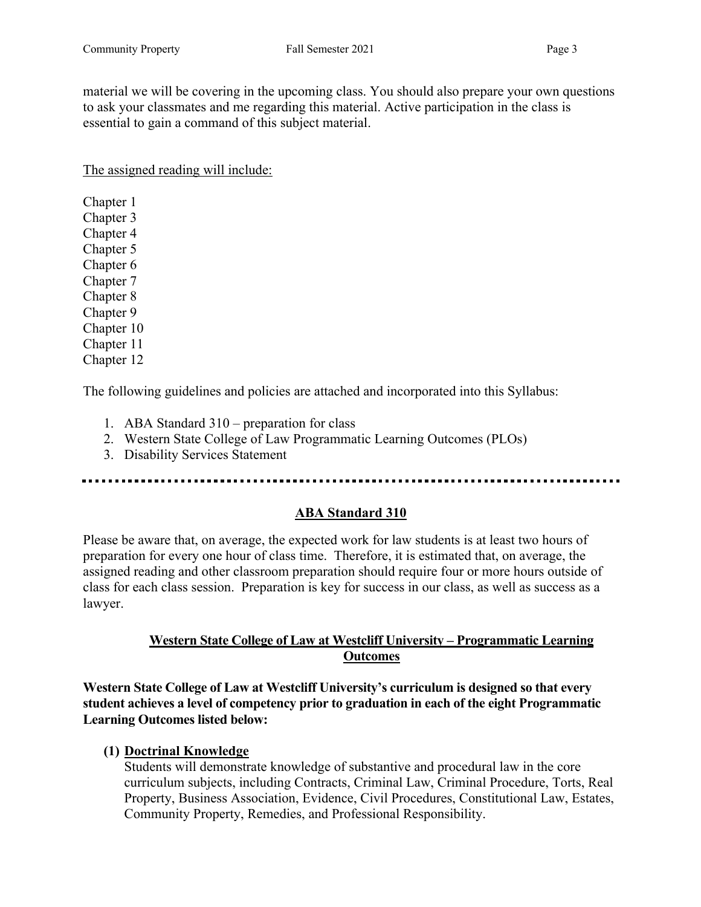material we will be covering in the upcoming class. You should also prepare your own questions to ask your classmates and me regarding this material. Active participation in the class is essential to gain a command of this subject material.

<u>The assigned reading will include:</u>

Chapter 1
Chapter 3
Chapter 4
Chapter 5
Chapter 6
Chapter 7
Chapter 8
Chapter 9
Chapter 10
Chapter 11
Chapter 12

The following guidelines and policies are attached and incorporated into this Syllabus:

1. ABA Standard 310 – preparation for class
2. Western State College of Law Programmatic Learning Outcomes (PLOs)
3. Disability Services Statement

---

## ABA Standard 310

Please be aware that, on average, the expected work for law students is at least two hours of preparation for every one hour of class time. Therefore, it is estimated that, on average, the assigned reading and other classroom preparation should require four or more hours outside of class for each class session. Preparation is key for success in our class, as well as success as a lawyer.

## Western State College of Law at Westcliff University – Programmatic Learning Outcomes

**Western State College of Law at Westcliff University's curriculum is designed so that every student achieves a level of competency prior to graduation in each of the eight Programmatic Learning Outcomes listed below:**

**(1) <u>Doctrinal Knowledge</u>**
Students will demonstrate knowledge of substantive and procedural law in the core curriculum subjects, including Contracts, Criminal Law, Criminal Procedure, Torts, Real Property, Business Association, Evidence, Civil Procedures, Constitutional Law, Estates, Community Property, Remedies, and Professional Responsibility.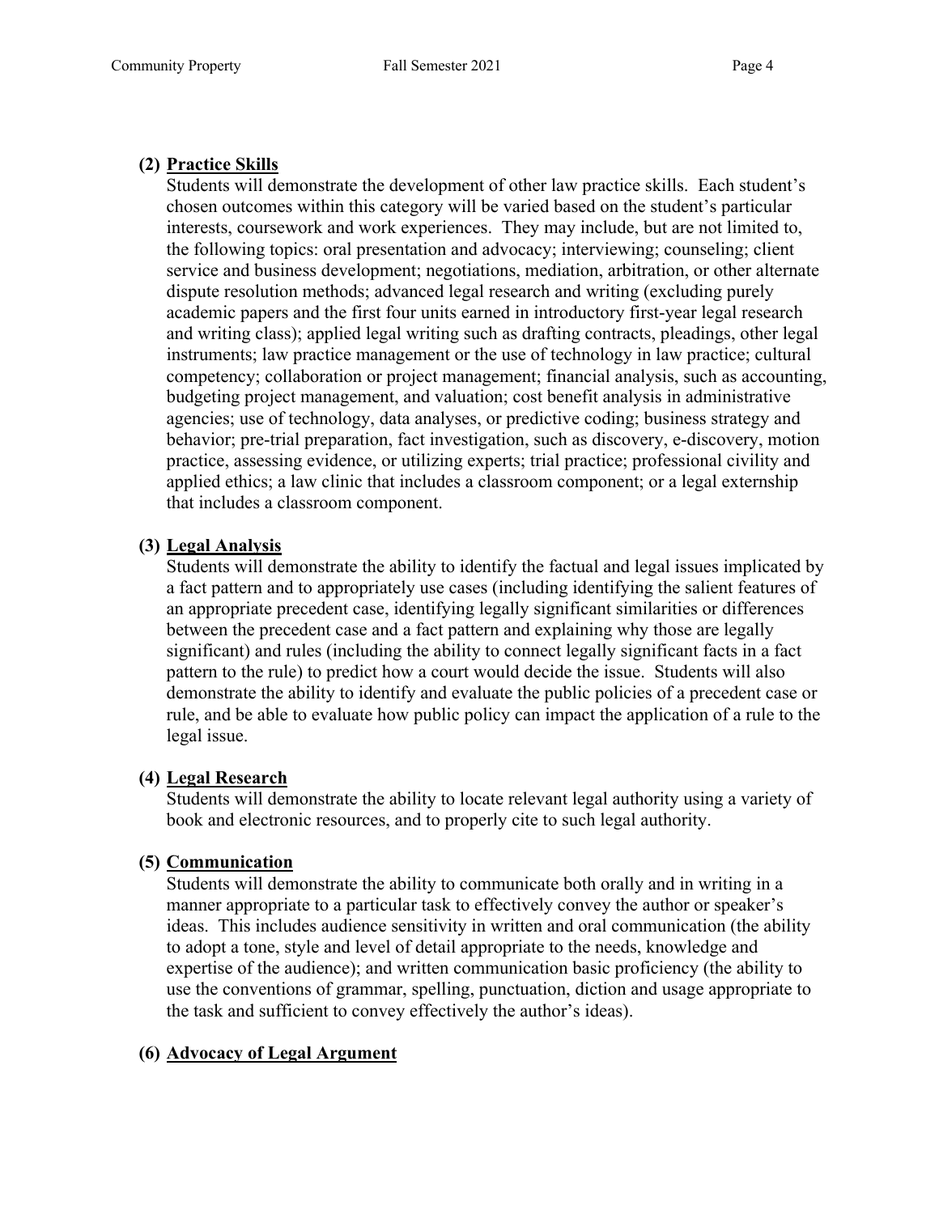**(2) Practice Skills**

Students will demonstrate the development of other law practice skills. Each student's chosen outcomes within this category will be varied based on the student's particular interests, coursework and work experiences. They may include, but are not limited to, the following topics: oral presentation and advocacy; interviewing; counseling; client service and business development; negotiations, mediation, arbitration, or other alternate dispute resolution methods; advanced legal research and writing (excluding purely academic papers and the first four units earned in introductory first-year legal research and writing class); applied legal writing such as drafting contracts, pleadings, other legal instruments; law practice management or the use of technology in law practice; cultural competency; collaboration or project management; financial analysis, such as accounting, budgeting project management, and valuation; cost benefit analysis in administrative agencies; use of technology, data analyses, or predictive coding; business strategy and behavior; pre-trial preparation, fact investigation, such as discovery, e-discovery, motion practice, assessing evidence, or utilizing experts; trial practice; professional civility and applied ethics; a law clinic that includes a classroom component; or a legal externship that includes a classroom component.

**(3) Legal Analysis**

Students will demonstrate the ability to identify the factual and legal issues implicated by a fact pattern and to appropriately use cases (including identifying the salient features of an appropriate precedent case, identifying legally significant similarities or differences between the precedent case and a fact pattern and explaining why those are legally significant) and rules (including the ability to connect legally significant facts in a fact pattern to the rule) to predict how a court would decide the issue. Students will also demonstrate the ability to identify and evaluate the public policies of a precedent case or rule, and be able to evaluate how public policy can impact the application of a rule to the legal issue.

**(4) Legal Research**

Students will demonstrate the ability to locate relevant legal authority using a variety of book and electronic resources, and to properly cite to such legal authority.

**(5) Communication**

Students will demonstrate the ability to communicate both orally and in writing in a manner appropriate to a particular task to effectively convey the author or speaker's ideas. This includes audience sensitivity in written and oral communication (the ability to adopt a tone, style and level of detail appropriate to the needs, knowledge and expertise of the audience); and written communication basic proficiency (the ability to use the conventions of grammar, spelling, punctuation, diction and usage appropriate to the task and sufficient to convey effectively the author's ideas).

**(6) Advocacy of Legal Argument**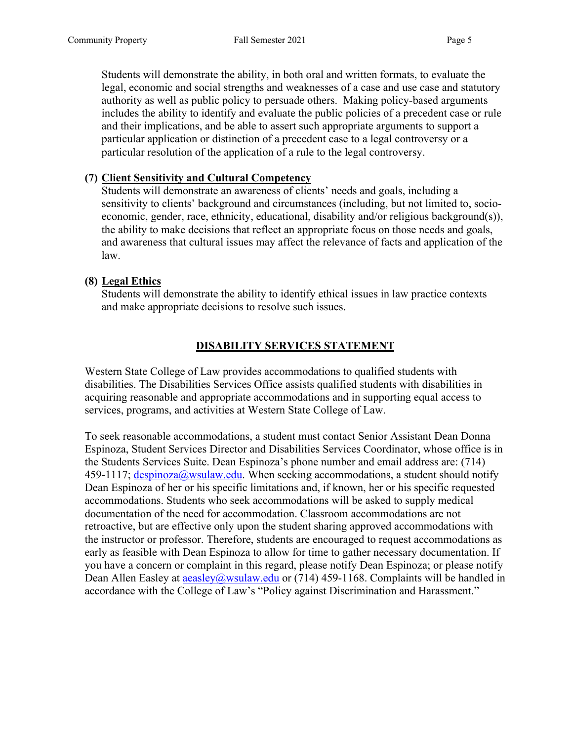Students will demonstrate the ability, in both oral and written formats, to evaluate the legal, economic and social strengths and weaknesses of a case and use case and statutory authority as well as public policy to persuade others. Making policy-based arguments includes the ability to identify and evaluate the public policies of a precedent case or rule and their implications, and be able to assert such appropriate arguments to support a particular application or distinction of a precedent case to a legal controversy or a particular resolution of the application of a rule to the legal controversy.

**(7) Client Sensitivity and Cultural Competency**
Students will demonstrate an awareness of clients' needs and goals, including a sensitivity to clients' background and circumstances (including, but not limited to, socio-economic, gender, race, ethnicity, educational, disability and/or religious background(s)), the ability to make decisions that reflect an appropriate focus on those needs and goals, and awareness that cultural issues may affect the relevance of facts and application of the law.

**(8) Legal Ethics**
Students will demonstrate the ability to identify ethical issues in law practice contexts and make appropriate decisions to resolve such issues.

## DISABILITY SERVICES STATEMENT

Western State College of Law provides accommodations to qualified students with disabilities. The Disabilities Services Office assists qualified students with disabilities in acquiring reasonable and appropriate accommodations and in supporting equal access to services, programs, and activities at Western State College of Law.

To seek reasonable accommodations, a student must contact Senior Assistant Dean Donna Espinoza, Student Services Director and Disabilities Services Coordinator, whose office is in the Students Services Suite. Dean Espinoza's phone number and email address are: (714) 459-1117; despinoza@wsulaw.edu. When seeking accommodations, a student should notify Dean Espinoza of her or his specific limitations and, if known, her or his specific requested accommodations. Students who seek accommodations will be asked to supply medical documentation of the need for accommodation. Classroom accommodations are not retroactive, but are effective only upon the student sharing approved accommodations with the instructor or professor. Therefore, students are encouraged to request accommodations as early as feasible with Dean Espinoza to allow for time to gather necessary documentation. If you have a concern or complaint in this regard, please notify Dean Espinoza; or please notify Dean Allen Easley at aeasley@wsulaw.edu or (714) 459-1168. Complaints will be handled in accordance with the College of Law's "Policy against Discrimination and Harassment."